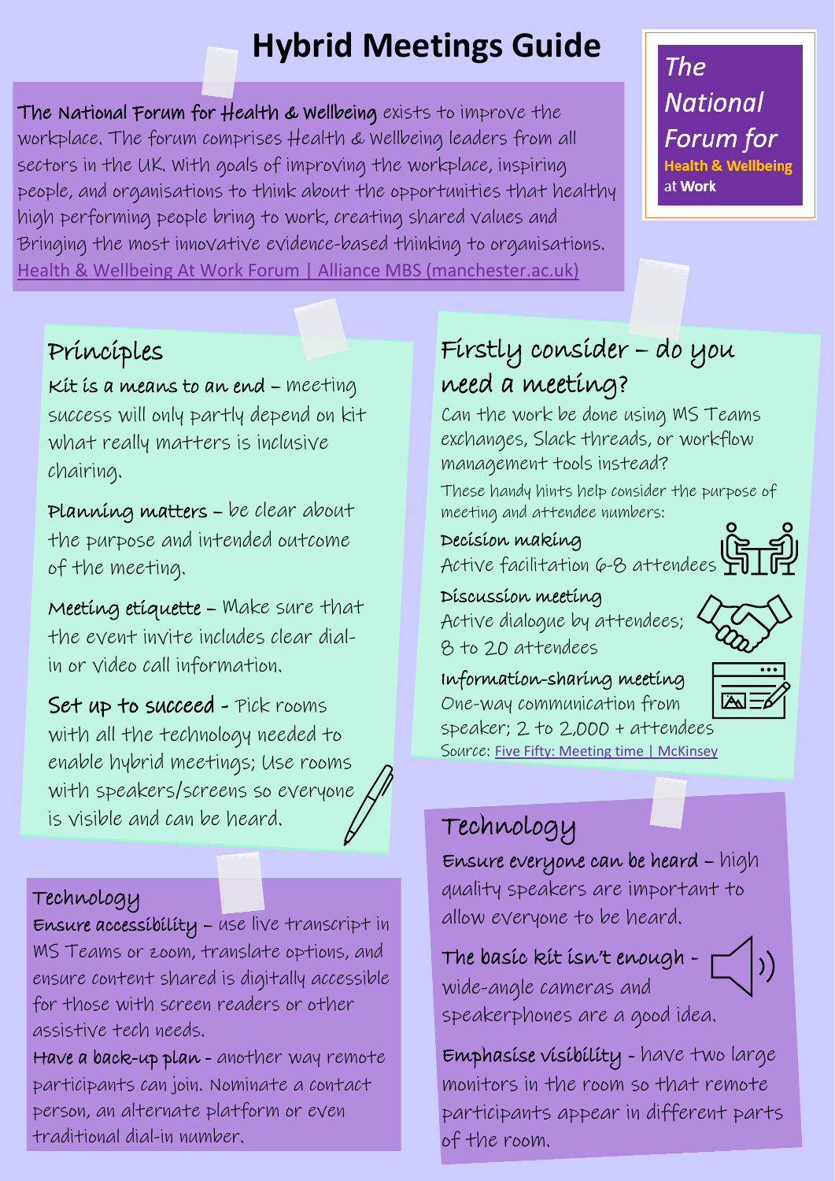# Hybrid Meetings Guide

**The National Forum for Health & Wellbeing** exists to improve the workplace. The forum comprises Health & Wellbeing leaders from all sectors in the UK. With goals of improving the workplace, inspiring people, and organisations to think about the opportunities that healthy high performing people bring to work, creating shared values and Bringing the most innovative evidence-based thinking to organisations. [Health & Wellbeing At Work Forum | Alliance MBS (manchester.ac.uk)](manchester.ac.uk)

The National Forum for **Health & Wellbeing** at **Work**

## Principles

**Kit is a means to an end** – meeting success will only partly depend on kit what really matters is inclusive chairing.

**Planning matters** – be clear about the purpose and intended outcome of the meeting.

**Meeting etiquette** – Make sure that the event invite includes clear dial-in or video call information.

**Set up to succeed** - Pick rooms with all the technology needed to enable hybrid meetings; Use rooms with speakers/screens so everyone is visible and can be heard.

## Firstly consider – do you need a meeting?

Can the work be done using MS Teams exchanges, Slack threads, or workflow management tools instead?

These handy hints help consider the purpose of meeting and attendee numbers:

**Decision making**
Active facilitation 6-8 attendees

**Discussion meeting**
Active dialogue by attendees; 8 to 20 attendees

**Information-sharing meeting**
One-way communication from speaker; 2 to 2,000 + attendees

Source: Five Fifty: Meeting time | McKinsey

## Technology

**Ensure accessibility** – use live transcript in MS Teams or zoom, translate options, and ensure content shared is digitally accessible for those with screen readers or other assistive tech needs.

**Have a back-up plan** - another way remote participants can join. Nominate a contact person, an alternate platform or even traditional dial-in number.

## Technology

**Ensure everyone can be heard** – high quality speakers are important to allow everyone to be heard.

**The basic kit isn't enough** - wide-angle cameras and speakerphones are a good idea.

**Emphasise visibility** - have two large monitors in the room so that remote participants appear in different parts of the room.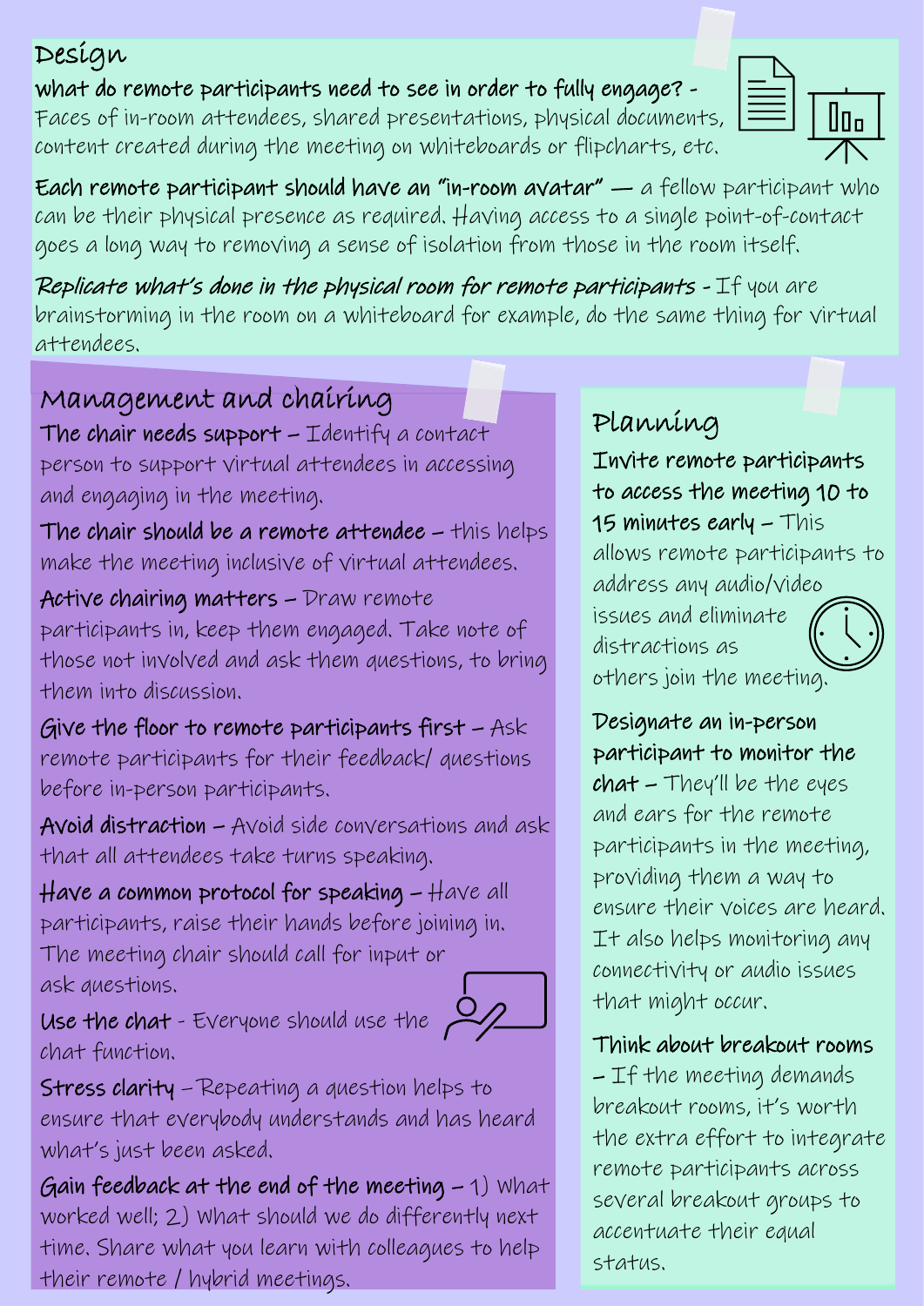## Design

**what do remote participants need to see in order to fully engage?** - Faces of in-room attendees, shared presentations, physical documents, content created during the meeting on whiteboards or flipcharts, etc.

**Each remote participant should have an "in-room avatar"** — a fellow participant who can be their physical presence as required. Having access to a single point-of-contact goes a long way to removing a sense of isolation from those in the room itself.

***Replicate what's done in the physical room for remote participants*** - If you are brainstorming in the room on a whiteboard for example, do the same thing for virtual attendees.

## Management and chairing

**The chair needs support** – Identify a contact person to support virtual attendees in accessing and engaging in the meeting.

**The chair should be a remote attendee** – this helps make the meeting inclusive of virtual attendees.

**Active chairing matters** – Draw remote participants in, keep them engaged. Take note of those not involved and ask them questions, to bring them into discussion.

**Give the floor to remote participants first** – Ask remote participants for their feedback/ questions before in-person participants.

**Avoid distraction** – Avoid side conversations and ask that all attendees take turns speaking.

**Have a common protocol for speaking** – Have all participants, raise their hands before joining in. The meeting chair should call for input or ask questions.

**Use the chat** - Everyone should use the chat function.

**Stress clarity** – Repeating a question helps to ensure that everybody understands and has heard what's just been asked.

**Gain feedback at the end of the meeting** – 1) What worked well; 2) What should we do differently next time. Share what you learn with colleagues to help their remote / hybrid meetings.

## Planning

**Invite remote participants to access the meeting 10 to 15 minutes early** – This allows remote participants to address any audio/video issues and eliminate distractions as others join the meeting.

**Designate an in-person participant to monitor the chat** – They'll be the eyes and ears for the remote participants in the meeting, providing them a way to ensure their voices are heard. It also helps monitoring any connectivity or audio issues that might occur.

**Think about breakout rooms** – If the meeting demands breakout rooms, it's worth the extra effort to integrate remote participants across several breakout groups to accentuate their equal status.